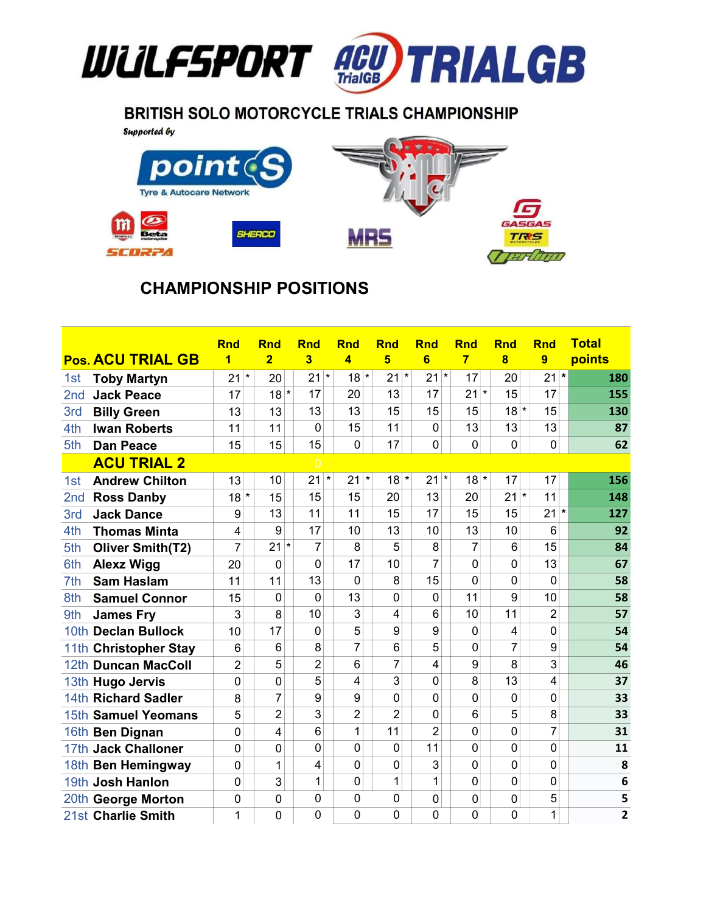WULFSPORT ACU TRIALGB

## BRITISH SOLO MOTORCYCLE TRIALS CHAMPIONSHIP

*Supported by*

## CHAMPIONSHIP POSITIONS

| Pos. | ACU TRIAL GB | Rnd 1 | Rnd 2 | Rnd 3 | Rnd 4 | Rnd 5 | Rnd 6 | Rnd 7 | Rnd 8 | Rnd 9 | Total points |
|---|---|---|---|---|---|---|---|---|---|---|---|
| 1st | Toby Martyn | 21 * | 20 | 21 * | 18 * | 21 * | 21 * | 17 | 20 | 21 * | 180 |
| 2nd | Jack Peace | 17 | 18 * | 17 | 20 | 13 | 17 | 21 * | 15 | 17 | 155 |
| 3rd | Billy Green | 13 | 13 | 13 | 13 | 15 | 15 | 15 | 18 * | 15 | 130 |
| 4th | Iwan Roberts | 11 | 11 | 0 | 15 | 11 | 0 | 13 | 13 | 13 | 87 |
| 5th | Dan Peace | 15 | 15 | 15 | 0 | 17 | 0 | 0 | 0 | 0 | 62 |
| | **ACU TRIAL 2** | | | | | | | | | | |
| 1st | Andrew Chilton | 13 | 10 | 21 * | 21 * | 18 * | 21 * | 18 * | 17 | 17 | 156 |
| 2nd | Ross Danby | 18 * | 15 | 15 | 15 | 20 | 13 | 20 | 21 * | 11 | 148 |
| 3rd | Jack Dance | 9 | 13 | 11 | 11 | 15 | 17 | 15 | 15 | 21 * | 127 |
| 4th | Thomas Minta | 4 | 9 | 17 | 10 | 13 | 10 | 13 | 10 | 6 | 92 |
| 5th | Oliver Smith(T2) | 7 | 21 * | 7 | 8 | 5 | 8 | 7 | 6 | 15 | 84 |
| 6th | Alexz Wigg | 20 | 0 | 0 | 17 | 10 | 7 | 0 | 0 | 13 | 67 |
| 7th | Sam Haslam | 11 | 11 | 13 | 0 | 8 | 15 | 0 | 0 | 0 | 58 |
| 8th | Samuel Connor | 15 | 0 | 0 | 13 | 0 | 0 | 11 | 9 | 10 | 58 |
| 9th | James Fry | 3 | 8 | 10 | 3 | 4 | 6 | 10 | 11 | 2 | 57 |
| 10th | Declan Bullock | 10 | 17 | 0 | 5 | 9 | 9 | 0 | 4 | 0 | 54 |
| 11th | Christopher Stay | 6 | 6 | 8 | 7 | 6 | 5 | 0 | 7 | 9 | 54 |
| 12th | Duncan MacColl | 2 | 5 | 2 | 6 | 7 | 4 | 9 | 8 | 3 | 46 |
| 13th | Hugo Jervis | 0 | 0 | 5 | 4 | 3 | 0 | 8 | 13 | 4 | 37 |
| 14th | Richard Sadler | 8 | 7 | 9 | 9 | 0 | 0 | 0 | 0 | 0 | 33 |
| 15th | Samuel Yeomans | 5 | 2 | 3 | 2 | 2 | 0 | 6 | 5 | 8 | 33 |
| 16th | Ben Dignan | 0 | 4 | 6 | 1 | 11 | 2 | 0 | 0 | 7 | 31 |
| 17th | Jack Challoner | 0 | 0 | 0 | 0 | 0 | 11 | 0 | 0 | 0 | 11 |
| 18th | Ben Hemingway | 0 | 1 | 4 | 0 | 0 | 3 | 0 | 0 | 0 | 8 |
| 19th | Josh Hanlon | 0 | 3 | 1 | 0 | 1 | 1 | 0 | 0 | 0 | 6 |
| 20th | George Morton | 0 | 0 | 0 | 0 | 0 | 0 | 0 | 0 | 5 | 5 |
| 21st | Charlie Smith | 1 | 0 | 0 | 0 | 0 | 0 | 0 | 0 | 1 | 2 |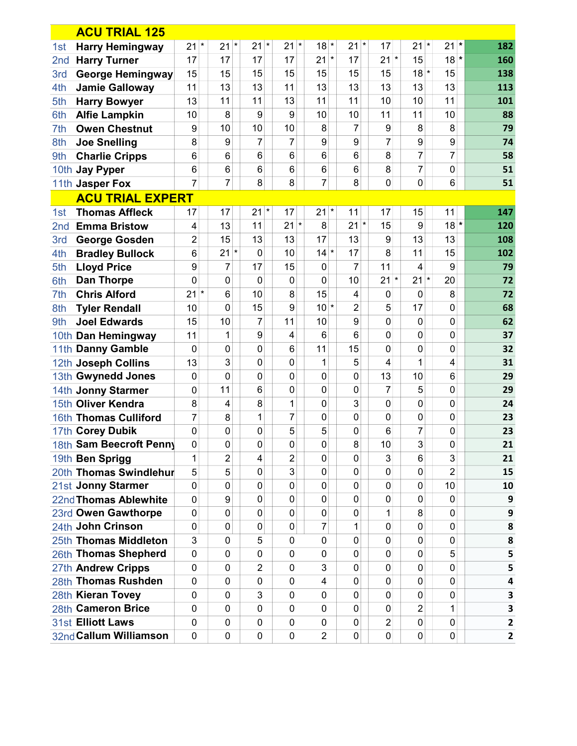| | | | | | | | | | | |
|---|---|---|---|---|---|---|---|---|---|---|
| | **ACU TRIAL 125** | | | | | | | | | |
| 1st | **Harry Hemingway** | 21 * | 21 * | 21 * | 21 * | 18 * | 21 * | 17 | 21 * | 21 * | **182** |
| 2nd | **Harry Turner** | 17 | 17 | 17 | 17 | 21 * | 17 | 21 * | 15 | 18 * | **160** |
| 3rd | **George Hemingway** | 15 | 15 | 15 | 15 | 15 | 15 | 15 | 18 * | 15 | **138** |
| 4th | **Jamie Galloway** | 11 | 13 | 13 | 11 | 13 | 13 | 13 | 13 | 13 | **113** |
| 5th | **Harry Bowyer** | 13 | 11 | 11 | 13 | 11 | 11 | 10 | 10 | 11 | **101** |
| 6th | **Alfie Lampkin** | 10 | 8 | 9 | 9 | 10 | 10 | 11 | 11 | 10 | **88** |
| 7th | **Owen Chestnut** | 9 | 10 | 10 | 10 | 8 | 7 | 9 | 8 | 8 | **79** |
| 8th | **Joe Snelling** | 8 | 9 | 7 | 7 | 9 | 9 | 7 | 9 | 9 | **74** |
| 9th | **Charlie Cripps** | 6 | 6 | 6 | 6 | 6 | 6 | 8 | 7 | 7 | **58** |
| 10th | **Jay Pyper** | 6 | 6 | 6 | 6 | 6 | 6 | 8 | 7 | 0 | **51** |
| 11th | **Jasper Fox** | 7 | 7 | 8 | 8 | 7 | 8 | 0 | 0 | 6 | **51** |
| | **ACU TRIAL EXPERT** | | | | | | | | | | |
| 1st | **Thomas Affleck** | 17 | 17 | 21 * | 17 | 21 * | 11 | 17 | 15 | 11 | **147** |
| 2nd | **Emma Bristow** | 4 | 13 | 11 | 21 * | 8 | 21 * | 15 | 9 | 18 * | **120** |
| 3rd | **George Gosden** | 2 | 15 | 13 | 13 | 17 | 13 | 9 | 13 | 13 | **108** |
| 4th | **Bradley Bullock** | 6 | 21 * | 0 | 10 | 14 * | 17 | 8 | 11 | 15 | **102** |
| 5th | **Lloyd Price** | 9 | 7 | 17 | 15 | 0 | 7 | 11 | 4 | 9 | **79** |
| 6th | **Dan Thorpe** | 0 | 0 | 0 | 0 | 0 | 10 | 21 * | 21 * | 20 | **72** |
| 7th | **Chris Alford** | 21 * | 6 | 10 | 8 | 15 | 4 | 0 | 0 | 8 | **72** |
| 8th | **Tyler Rendall** | 10 | 0 | 15 | 9 | 10 * | 2 | 5 | 17 | 0 | **68** |
| 9th | **Joel Edwards** | 15 | 10 | 7 | 11 | 10 | 9 | 0 | 0 | 0 | **62** |
| 10th | **Dan Hemingway** | 11 | 1 | 9 | 4 | 6 | 6 | 0 | 0 | 0 | **37** |
| 11th | **Danny Gamble** | 0 | 0 | 0 | 6 | 11 | 15 | 0 | 0 | 0 | **32** |
| 12th | **Joseph Collins** | 13 | 3 | 0 | 0 | 1 | 5 | 4 | 1 | 4 | **31** |
| 13th | **Gwynedd Jones** | 0 | 0 | 0 | 0 | 0 | 0 | 13 | 10 | 6 | **29** |
| 14th | **Jonny Starmer** | 0 | 11 | 6 | 0 | 0 | 0 | 7 | 5 | 0 | **29** |
| 15th | **Oliver Kendra** | 8 | 4 | 8 | 1 | 0 | 3 | 0 | 0 | 0 | **24** |
| 16th | **Thomas Culliford** | 7 | 8 | 1 | 7 | 0 | 0 | 0 | 0 | 0 | **23** |
| 17th | **Corey Dubik** | 0 | 0 | 0 | 5 | 5 | 0 | 6 | 7 | 0 | **23** |
| 18th | **Sam Beecroft Penny** | 0 | 0 | 0 | 0 | 0 | 8 | 10 | 3 | 0 | **21** |
| 19th | **Ben Sprigg** | 1 | 2 | 4 | 2 | 0 | 0 | 3 | 6 | 3 | **21** |
| 20th | **Thomas Swindlehur** | 5 | 5 | 0 | 3 | 0 | 0 | 0 | 0 | 2 | **15** |
| 21st | **Jonny Starmer** | 0 | 0 | 0 | 0 | 0 | 0 | 0 | 0 | 10 | **10** |
| 22nd | **Thomas Ablewhite** | 0 | 9 | 0 | 0 | 0 | 0 | 0 | 0 | 0 | **9** |
| 23rd | **Owen Gawthorpe** | 0 | 0 | 0 | 0 | 0 | 0 | 1 | 8 | 0 | **9** |
| 24th | **John Crinson** | 0 | 0 | 0 | 0 | 7 | 1 | 0 | 0 | 0 | **8** |
| 25th | **Thomas Middleton** | 3 | 0 | 5 | 0 | 0 | 0 | 0 | 0 | 0 | **8** |
| 26th | **Thomas Shepherd** | 0 | 0 | 0 | 0 | 0 | 0 | 0 | 0 | 5 | **5** |
| 27th | **Andrew Cripps** | 0 | 0 | 2 | 0 | 3 | 0 | 0 | 0 | 0 | **5** |
| 28th | **Thomas Rushden** | 0 | 0 | 0 | 0 | 4 | 0 | 0 | 0 | 0 | **4** |
| 28th | **Kieran Tovey** | 0 | 0 | 3 | 0 | 0 | 0 | 0 | 0 | 0 | **3** |
| 28th | **Cameron Brice** | 0 | 0 | 0 | 0 | 0 | 0 | 0 | 2 | 1 | **3** |
| 31st | **Elliott Laws** | 0 | 0 | 0 | 0 | 0 | 0 | 2 | 0 | 0 | **2** |
| 32nd | **Callum Williamson** | 0 | 0 | 0 | 0 | 2 | 0 | 0 | 0 | 0 | **2** |